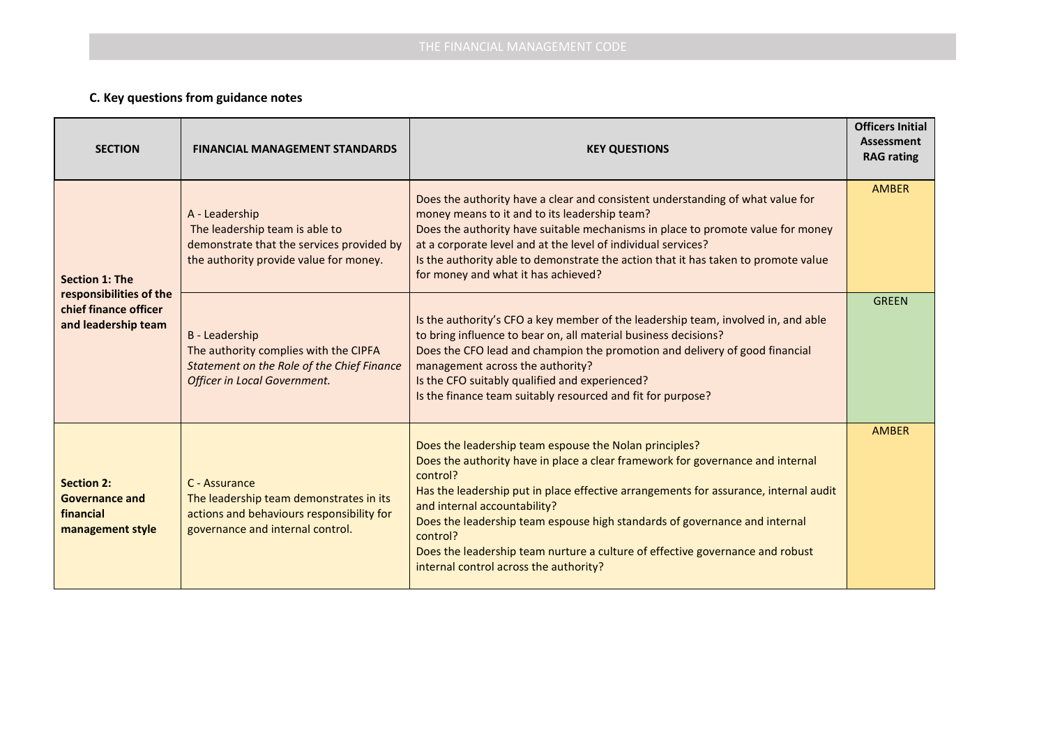### C. Key questions from guidance notes

| SECTION | FINANCIAL MANAGEMENT STANDARDS | KEY QUESTIONS | Officers Initial Assessment RAG rating |
|---|---|---|---|
| **Section 1: The responsibilities of the chief finance officer and leadership team** | A - Leadership<br>The leadership team is able to demonstrate that the services provided by the authority provide value for money. | Does the authority have a clear and consistent understanding of what value for money means to it and to its leadership team?<br>Does the authority have suitable mechanisms in place to promote value for money at a corporate level and at the level of individual services?<br>Is the authority able to demonstrate the action that it has taken to promote value for money and what it has achieved? | AMBER |
| | B - Leadership<br>The authority complies with the CIPFA *Statement on the Role of the Chief Finance Officer in Local Government.* | Is the authority's CFO a key member of the leadership team, involved in, and able to bring influence to bear on, all material business decisions?<br>Does the CFO lead and champion the promotion and delivery of good financial management across the authority?<br>Is the CFO suitably qualified and experienced?<br>Is the finance team suitably resourced and fit for purpose? | GREEN |
| **Section 2: Governance and financial management style** | C - Assurance<br>The leadership team demonstrates in its actions and behaviours responsibility for governance and internal control. | Does the leadership team espouse the Nolan principles?<br>Does the authority have in place a clear framework for governance and internal control?<br>Has the leadership put in place effective arrangements for assurance, internal audit and internal accountability?<br>Does the leadership team espouse high standards of governance and internal control?<br>Does the leadership team nurture a culture of effective governance and robust internal control across the authority? | AMBER |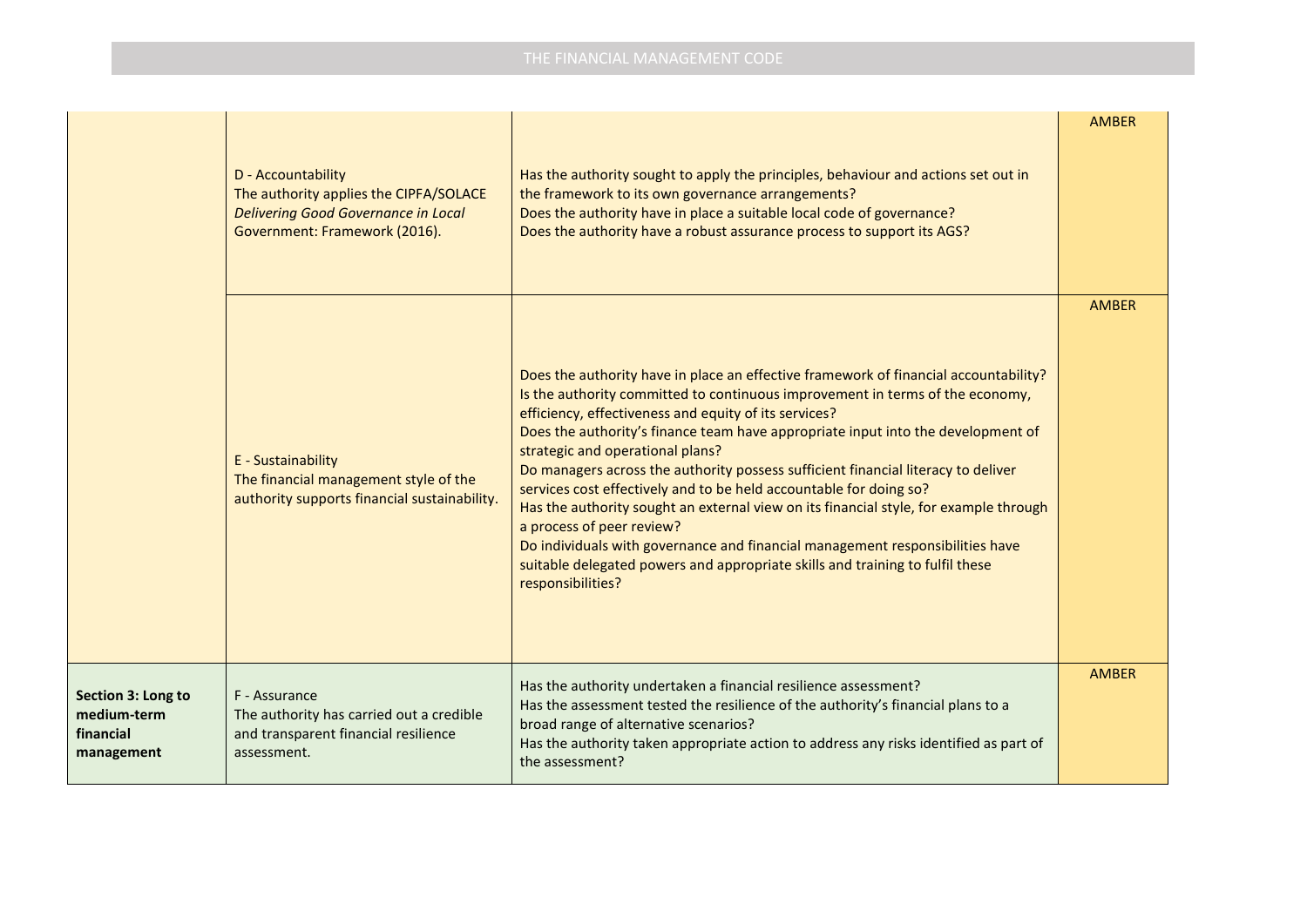| | | | |
|---|---|---|---|
| | D - Accountability<br>The authority applies the CIPFA/SOLACE *Delivering Good Governance in Local* Government: Framework (2016). | Has the authority sought to apply the principles, behaviour and actions set out in the framework to its own governance arrangements?<br>Does the authority have in place a suitable local code of governance?<br>Does the authority have a robust assurance process to support its AGS? | AMBER |
| | E - Sustainability<br>The financial management style of the authority supports financial sustainability. | Does the authority have in place an effective framework of financial accountability?<br>Is the authority committed to continuous improvement in terms of the economy, efficiency, effectiveness and equity of its services?<br>Does the authority's finance team have appropriate input into the development of strategic and operational plans?<br>Do managers across the authority possess sufficient financial literacy to deliver services cost effectively and to be held accountable for doing so?<br>Has the authority sought an external view on its financial style, for example through a process of peer review?<br>Do individuals with governance and financial management responsibilities have suitable delegated powers and appropriate skills and training to fulfil these responsibilities? | AMBER |
| **Section 3: Long to medium-term financial management** | F - Assurance<br>The authority has carried out a credible and transparent financial resilience assessment. | Has the authority undertaken a financial resilience assessment?<br>Has the assessment tested the resilience of the authority's financial plans to a broad range of alternative scenarios?<br>Has the authority taken appropriate action to address any risks identified as part of the assessment? | AMBER |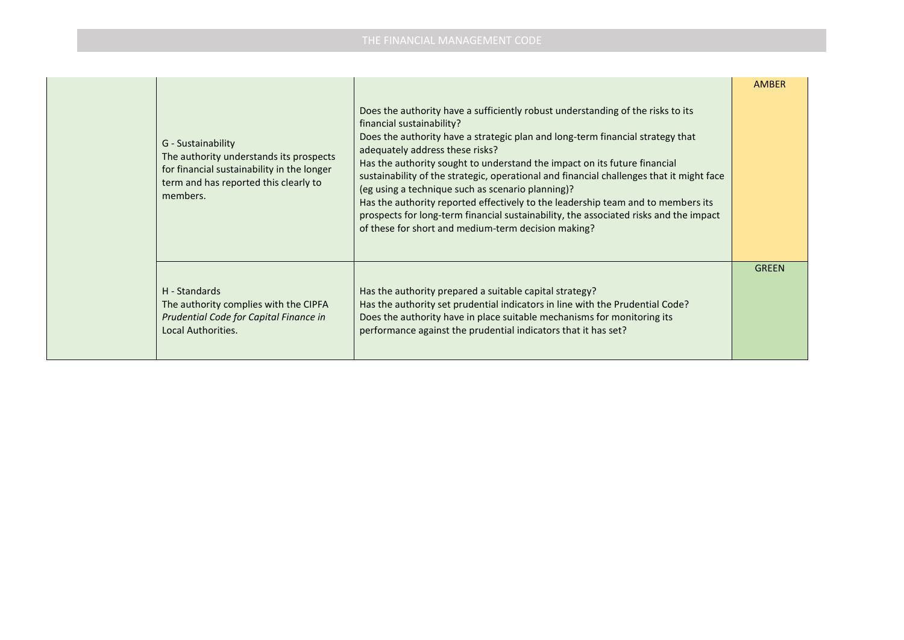| | | | |
|---|---|---|---|
| | G - Sustainability<br>The authority understands its prospects for financial sustainability in the longer term and has reported this clearly to members. | Does the authority have a sufficiently robust understanding of the risks to its financial sustainability?<br>Does the authority have a strategic plan and long-term financial strategy that adequately address these risks?<br>Has the authority sought to understand the impact on its future financial sustainability of the strategic, operational and financial challenges that it might face (eg using a technique such as scenario planning)?<br>Has the authority reported effectively to the leadership team and to members its prospects for long-term financial sustainability, the associated risks and the impact of these for short and medium-term decision making? | AMBER |
| | H - Standards<br>The authority complies with the CIPFA *Prudential Code for Capital Finance in* Local Authorities. | Has the authority prepared a suitable capital strategy?<br>Has the authority set prudential indicators in line with the Prudential Code?<br>Does the authority have in place suitable mechanisms for monitoring its performance against the prudential indicators that it has set? | GREEN |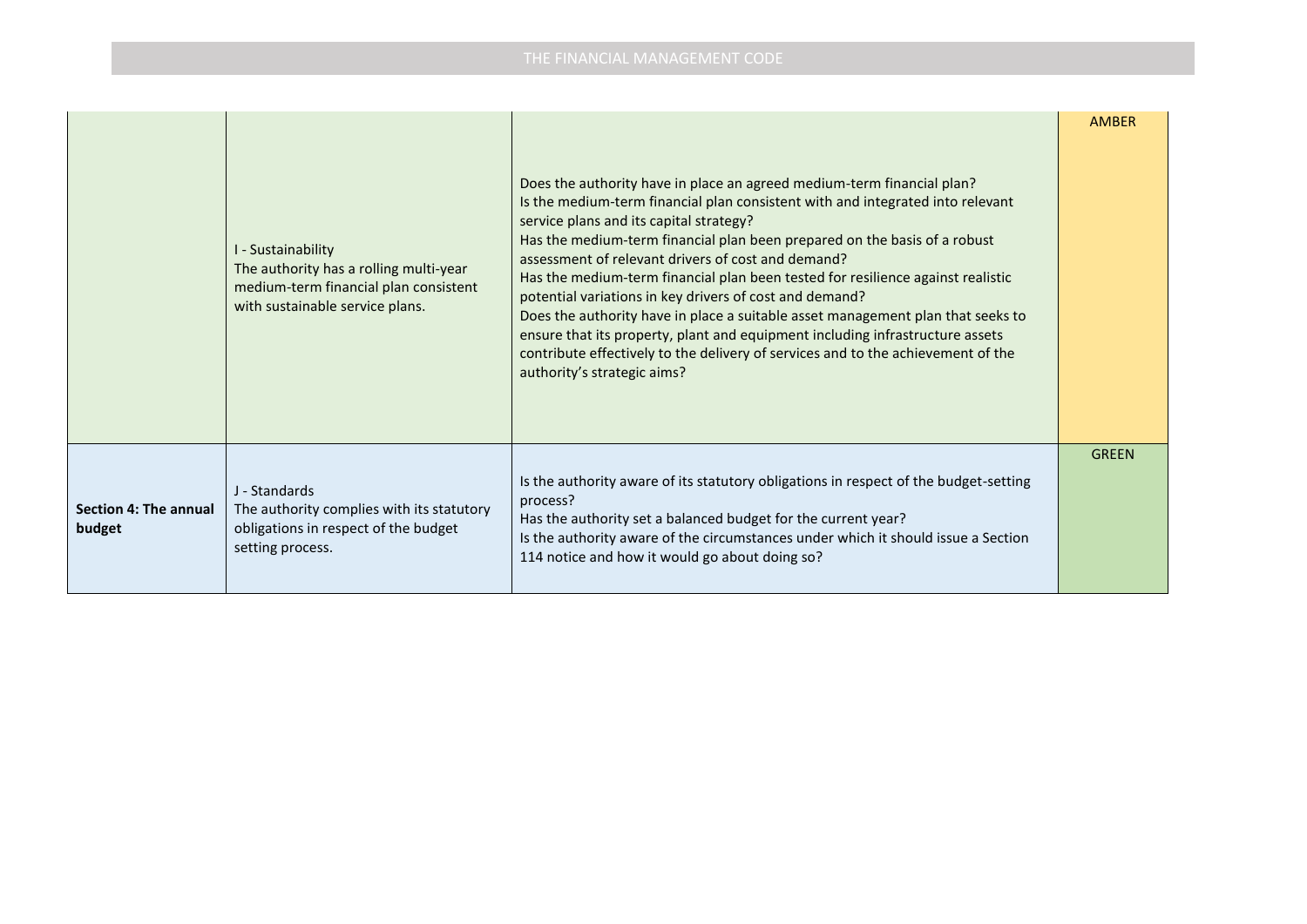| | | | |
|---|---|---|---|
| | I - Sustainability<br>The authority has a rolling multi-year medium-term financial plan consistent with sustainable service plans. | Does the authority have in place an agreed medium-term financial plan?<br>Is the medium-term financial plan consistent with and integrated into relevant service plans and its capital strategy?<br>Has the medium-term financial plan been prepared on the basis of a robust assessment of relevant drivers of cost and demand?<br>Has the medium-term financial plan been tested for resilience against realistic potential variations in key drivers of cost and demand?<br>Does the authority have in place a suitable asset management plan that seeks to ensure that its property, plant and equipment including infrastructure assets contribute effectively to the delivery of services and to the achievement of the authority's strategic aims? | AMBER |
| **Section 4: The annual budget** | J - Standards<br>The authority complies with its statutory obligations in respect of the budget setting process. | Is the authority aware of its statutory obligations in respect of the budget-setting process?<br>Has the authority set a balanced budget for the current year?<br>Is the authority aware of the circumstances under which it should issue a Section 114 notice and how it would go about doing so? | GREEN |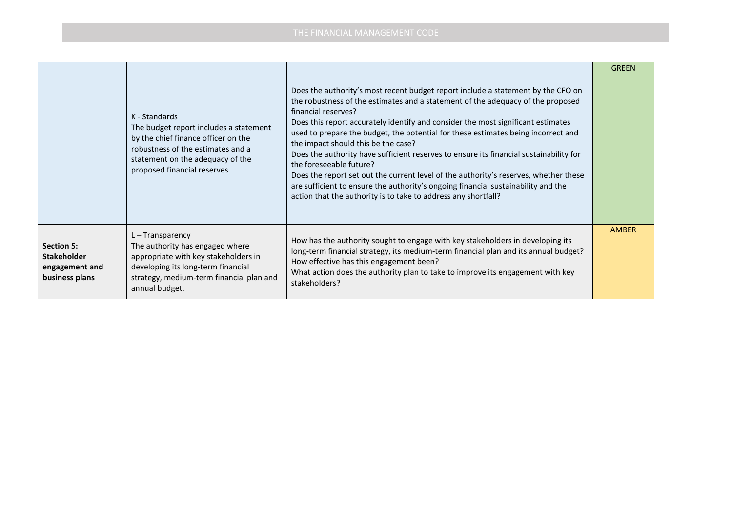| | | | |
|---|---|---|---|
| | K - Standards<br>The budget report includes a statement by the chief finance officer on the robustness of the estimates and a statement on the adequacy of the proposed financial reserves. | Does the authority's most recent budget report include a statement by the CFO on the robustness of the estimates and a statement of the adequacy of the proposed financial reserves?<br>Does this report accurately identify and consider the most significant estimates used to prepare the budget, the potential for these estimates being incorrect and the impact should this be the case?<br>Does the authority have sufficient reserves to ensure its financial sustainability for the foreseeable future?<br>Does the report set out the current level of the authority's reserves, whether these are sufficient to ensure the authority's ongoing financial sustainability and the action that the authority is to take to address any shortfall? | GREEN |
| **Section 5: Stakeholder engagement and business plans** | L – Transparency<br>The authority has engaged where appropriate with key stakeholders in developing its long-term financial strategy, medium-term financial plan and annual budget. | How has the authority sought to engage with key stakeholders in developing its long-term financial strategy, its medium-term financial plan and its annual budget?<br>How effective has this engagement been?<br>What action does the authority plan to take to improve its engagement with key stakeholders? | AMBER |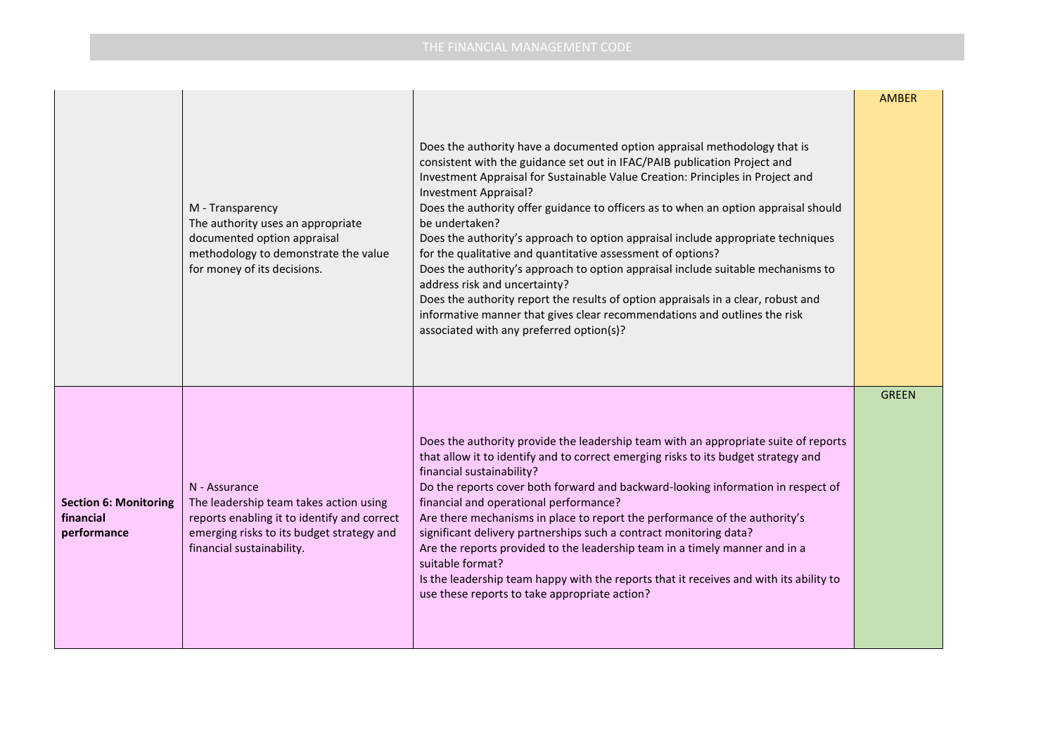| | | | |
|---|---|---|---|
| | M - Transparency<br>The authority uses an appropriate documented option appraisal methodology to demonstrate the value for money of its decisions. | Does the authority have a documented option appraisal methodology that is consistent with the guidance set out in IFAC/PAIB publication Project and Investment Appraisal for Sustainable Value Creation: Principles in Project and Investment Appraisal?<br>Does the authority offer guidance to officers as to when an option appraisal should be undertaken?<br>Does the authority's approach to option appraisal include appropriate techniques for the qualitative and quantitative assessment of options?<br>Does the authority's approach to option appraisal include suitable mechanisms to address risk and uncertainty?<br>Does the authority report the results of option appraisals in a clear, robust and informative manner that gives clear recommendations and outlines the risk associated with any preferred option(s)? | AMBER |
| **Section 6: Monitoring financial performance** | N - Assurance<br>The leadership team takes action using reports enabling it to identify and correct emerging risks to its budget strategy and financial sustainability. | Does the authority provide the leadership team with an appropriate suite of reports that allow it to identify and to correct emerging risks to its budget strategy and financial sustainability?<br>Do the reports cover both forward and backward-looking information in respect of financial and operational performance?<br>Are there mechanisms in place to report the performance of the authority's significant delivery partnerships such a contract monitoring data?<br>Are the reports provided to the leadership team in a timely manner and in a suitable format?<br>Is the leadership team happy with the reports that it receives and with its ability to use these reports to take appropriate action? | GREEN |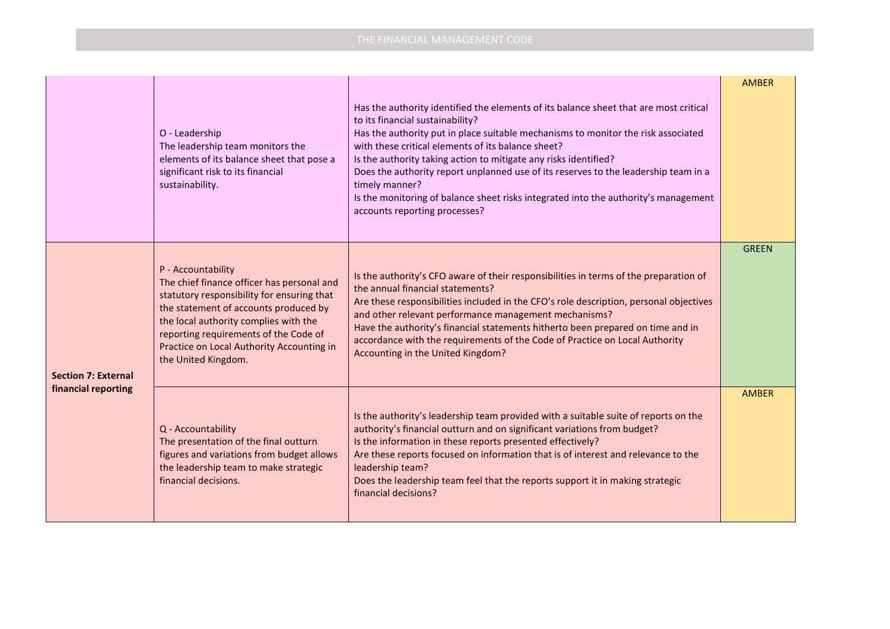| | | | |
|---|---|---|---|
| | O - Leadership<br>The leadership team monitors the elements of its balance sheet that pose a significant risk to its financial sustainability. | Has the authority identified the elements of its balance sheet that are most critical to its financial sustainability?<br>Has the authority put in place suitable mechanisms to monitor the risk associated with these critical elements of its balance sheet?<br>Is the authority taking action to mitigate any risks identified?<br>Does the authority report unplanned use of its reserves to the leadership team in a timely manner?<br>Is the monitoring of balance sheet risks integrated into the authority's management accounts reporting processes? | AMBER |
| **Section 7: External financial reporting** | P - Accountability<br>The chief finance officer has personal and statutory responsibility for ensuring that the statement of accounts produced by the local authority complies with the reporting requirements of the Code of Practice on Local Authority Accounting in the United Kingdom. | Is the authority's CFO aware of their responsibilities in terms of the preparation of the annual financial statements?<br>Are these responsibilities included in the CFO's role description, personal objectives and other relevant performance management mechanisms?<br>Have the authority's financial statements hitherto been prepared on time and in accordance with the requirements of the Code of Practice on Local Authority Accounting in the United Kingdom? | GREEN |
| | Q - Accountability<br>The presentation of the final outturn figures and variations from budget allows the leadership team to make strategic financial decisions. | Is the authority's leadership team provided with a suitable suite of reports on the authority's financial outturn and on significant variations from budget?<br>Is the information in these reports presented effectively?<br>Are these reports focused on information that is of interest and relevance to the leadership team?<br>Does the leadership team feel that the reports support it in making strategic financial decisions? | AMBER |